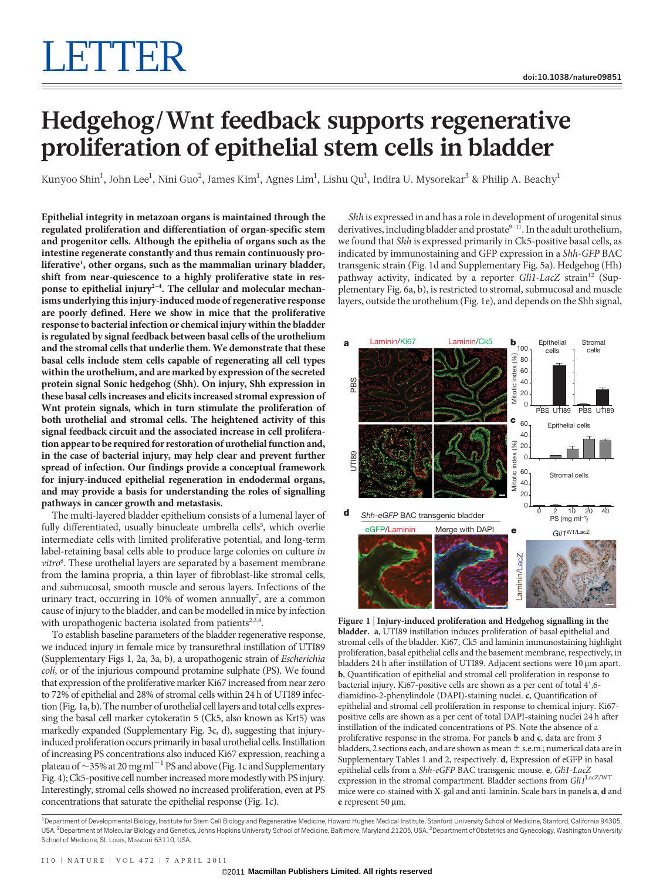# LETTER

doi:10.1038/nature09851

# Hedgehog/Wnt feedback supports regenerative proliferation of epithelial stem cells in bladder

Kunyoo Shin[1], John Lee[1], Nini Guo[2], James Kim[1], Agnes Lim[1], Lishu Qu[1], Indira U. Mysorekar[3] & Philip A. Beachy[1]

**Epithelial integrity in metazoan organs is maintained through the regulated proliferation and differentiation of organ-specific stem and progenitor cells. Although the epithelia of organs such as the intestine regenerate constantly and thus remain continuously proliferative[1], other organs, such as the mammalian urinary bladder, shift from near-quiescence to a highly proliferative state in response to epithelial injury[2–4]. The cellular and molecular mechanisms underlying this injury-induced mode of regenerative response are poorly defined. Here we show in mice that the proliferative response to bacterial infection or chemical injury within the bladder is regulated by signal feedback between basal cells of the urothelium and the stromal cells that underlie them. We demonstrate that these basal cells include stem cells capable of regenerating all cell types within the urothelium, and are marked by expression of the secreted protein signal Sonic hedgehog (Shh). On injury, Shh expression in these basal cells increases and elicits increased stromal expression of Wnt protein signals, which in turn stimulate the proliferation of both urothelial and stromal cells. The heightened activity of this signal feedback circuit and the associated increase in cell proliferation appear to be required for restoration of urothelial function and, in the case of bacterial injury, may help clear and prevent further spread of infection. Our findings provide a conceptual framework for injury-induced epithelial regeneration in endodermal organs, and may provide a basis for understanding the roles of signalling pathways in cancer growth and metastasis.**

The multi-layered bladder epithelium consists of a lumenal layer of fully differentiated, usually binucleate umbrella cells[5], which overlie intermediate cells with limited proliferative potential, and long-term label-retaining basal cells able to produce large colonies on culture *in vitro*[6]. These urothelial layers are separated by a basement membrane from the lamina propria, a thin layer of fibroblast-like stromal cells, and submucosal, smooth muscle and serous layers. Infections of the urinary tract, occurring in 10% of women annually[7], are a common cause of injury to the bladder, and can be modelled in mice by infection with uropathogenic bacteria isolated from patients[2,3,8].

To establish baseline parameters of the bladder regenerative response, we induced injury in female mice by transurethral instillation of UTI89 (Supplementary Figs 1, 2a, 3a, b), a uropathogenic strain of *Escherichia coli*, or of the injurious compound protamine sulphate (PS). We found that expression of the proliferative marker Ki67 increased from near zero to 72% of epithelial and 28% of stromal cells within 24 h of UTI89 infection (Fig. 1a, b). The number of urothelial cell layers and total cells expressing the basal cell marker cytokeratin 5 (Ck5, also known as Krt5) was markedly expanded (Supplementary Fig. 3c, d), suggesting that injury-induced proliferation occurs primarily in basal urothelial cells. Instillation of increasing PS concentrations also induced Ki67 expression, reaching a plateau of ~35% at 20 mg ml$^{-1}$ PS and above (Fig. 1c and Supplementary Fig. 4); Ck5-positive cell number increased more modestly with PS injury. Interestingly, stromal cells showed no increased proliferation, even at PS concentrations that saturate the epithelial response (Fig. 1c).

*Shh* is expressed in and has a role in development of urogenital sinus derivatives, including bladder and prostate[9–11]. In the adult urothelium, we found that *Shh* is expressed primarily in Ck5-positive basal cells, as indicated by immunostaining and GFP expression in a *Shh-GFP* BAC transgenic strain (Fig. 1d and Supplementary Fig. 5a). Hedgehog (Hh) pathway activity, indicated by a reporter *Gli1-LacZ* strain[12] (Supplementary Fig. 6a, b), is restricted to stromal, submucosal and muscle layers, outside the urothelium (Fig. 1e), and depends on the Shh signal,

**Figure 1 | Injury-induced proliferation and Hedgehog signalling in the bladder.** **a**, UTI89 instillation induces proliferation of basal epithelial and stromal cells of the bladder. Ki67, Ck5 and laminin immunostaining highlight proliferation, basal epithelial cells and the basement membrane, respectively, in bladders 24 h after instillation of UTI89. Adjacent sections were 10 μm apart. **b**, Quantification of epithelial and stromal cell proliferation in response to bacterial injury. Ki67-positive cells are shown as a per cent of total 4′,6-diamidino-2-phenylindole (DAPI)-staining nuclei. **c**, Quantification of epithelial and stromal cell proliferation in response to chemical injury. Ki67-positive cells are shown as a per cent of total DAPI-staining nuclei 24 h after instillation of the indicated concentrations of PS. Note the absence of a proliferative response in the stroma. For panels **b** and **c**, data are from 3 bladders, 2 sections each, and are shown as mean ± s.e.m.; numerical data are in Supplementary Tables 1 and 2, respectively. **d**, Expression of eGFP in basal epithelial cells from a *Shh-eGFP* BAC transgenic mouse. **e**, *Gli1-LacZ* expression in the stromal compartment. Bladder sections from *Gli1*$^{LacZ/WT}$ mice were co-stained with X-gal and anti-laminin. Scale bars in panels **a**, **d** and **e** represent 50 μm.

[1]Department of Developmental Biology, Institute for Stem Cell Biology and Regenerative Medicine, Howard Hughes Medical Institute, Stanford University School of Medicine, Stanford, California 94305, USA. [2]Department of Molecular Biology and Genetics, Johns Hopkins University School of Medicine, Baltimore, Maryland 21205, USA. [3]Department of Obstetrics and Gynecology, Washington University School of Medicine, St. Louis, Missouri 63110, USA.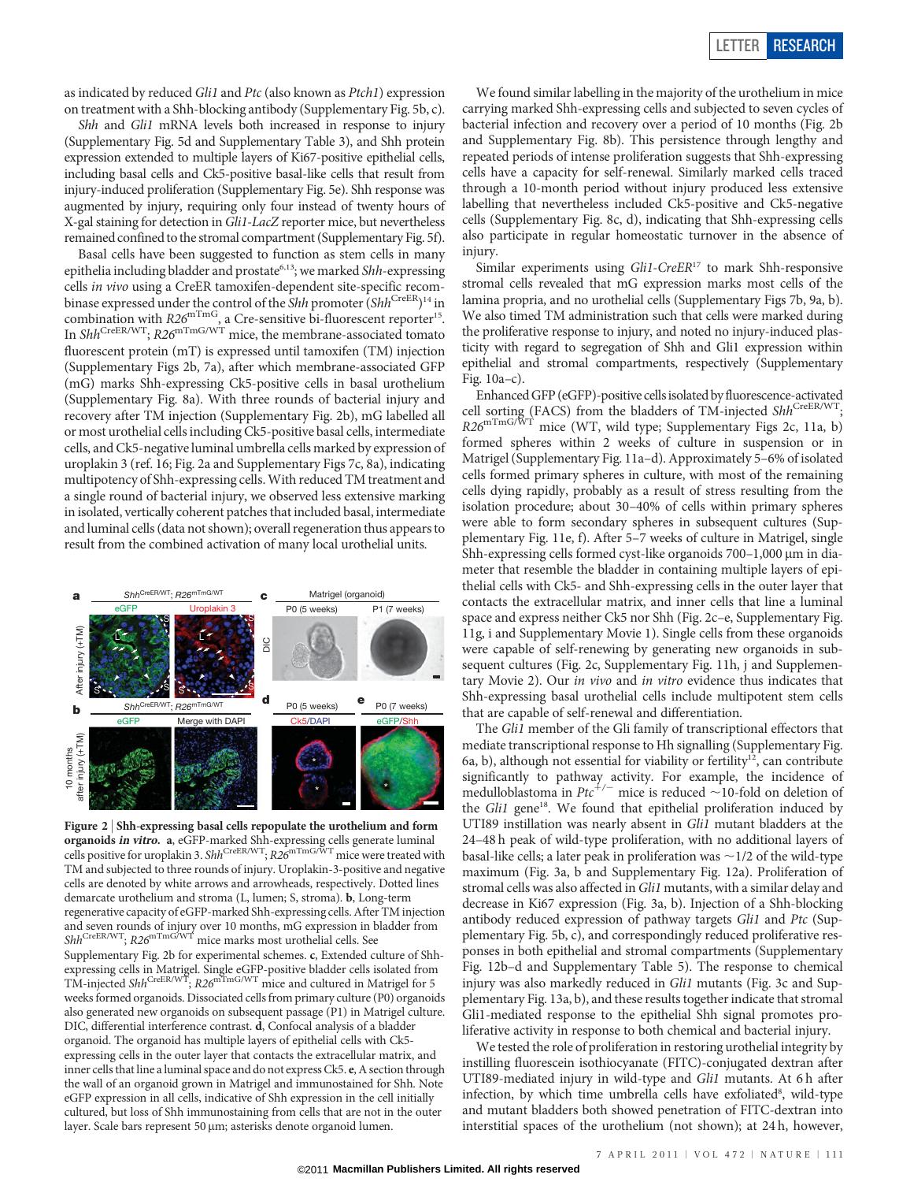as indicated by reduced *Gli1* and *Ptc* (also known as *Ptch1*) expression on treatment with a Shh-blocking antibody (Supplementary Fig. 5b, c).

*Shh* and *Gli1* mRNA levels both increased in response to injury (Supplementary Fig. 5d and Supplementary Table 3), and Shh protein expression extended to multiple layers of Ki67-positive epithelial cells, including basal cells and Ck5-positive basal-like cells that result from injury-induced proliferation (Supplementary Fig. 5e). Shh response was augmented by injury, requiring only four instead of twenty hours of X-gal staining for detection in *Gli1-LacZ* reporter mice, but nevertheless remained confined to the stromal compartment (Supplementary Fig. 5f).

Basal cells have been suggested to function as stem cells in many epithelia including bladder and prostate[6,13]; we marked *Shh*-expressing cells *in vivo* using a CreER tamoxifen-dependent site-specific recombinase expressed under the control of the *Shh* promoter ($Shh^{CreER}$)[14] in combination with $R26^{mTmG}$, a Cre-sensitive bi-fluorescent reporter[15]. In $Shh^{CreER/WT}$; $R26^{mTmG/WT}$ mice, the membrane-associated tomato fluorescent protein (mT) is expressed until tamoxifen (TM) injection (Supplementary Figs 2b, 7a), after which membrane-associated GFP (mG) marks Shh-expressing Ck5-positive cells in basal urothelium (Supplementary Fig. 8a). With three rounds of bacterial injury and recovery after TM injection (Supplementary Fig. 2b), mG labelled all or most urothelial cells including Ck5-positive basal cells, intermediate cells, and Ck5-negative luminal umbrella cells marked by expression of uroplakin 3 (ref. 16; Fig. 2a and Supplementary Figs 7c, 8a), indicating multipotency of Shh-expressing cells. With reduced TM treatment and a single round of bacterial injury, we observed less extensive marking in isolated, vertically coherent patches that included basal, intermediate and luminal cells (data not shown); overall regeneration thus appears to result from the combined activation of many local urothelial units.

**Figure 2 | Shh-expressing basal cells repopulate the urothelium and form organoids *in vitro*.** **a**, eGFP-marked Shh-expressing cells generate luminal cells positive for uroplakin 3. $Shh^{CreER/WT}$; $R26^{mTmG/WT}$ mice were treated with TM and subjected to three rounds of injury. Uroplakin-3-positive and negative cells are denoted by white arrows and arrowheads, respectively. Dotted lines demarcate urothelium and stroma (L, lumen; S, stroma). **b**, Long-term regenerative capacity of eGFP-marked Shh-expressing cells. After TM injection and seven rounds of injury over 10 months, mG expression in bladder from $Shh^{CreER/WT}$; $R26^{mTmG/WT}$ mice marks most urothelial cells. See Supplementary Fig. 2b for experimental schemes. **c**, Extended culture of Shh-expressing cells in Matrigel. Single eGFP-positive bladder cells isolated from TM-injected $Shh^{CreER/WT}$; $R26^{mTmG/WT}$ mice and cultured in Matrigel for 5 weeks formed organoids. Dissociated cells from primary culture (P0) organoids also generated new organoids on subsequent passage (P1) in Matrigel culture. DIC, differential interference contrast. **d**, Confocal analysis of a bladder organoid. The organoid has multiple layers of epithelial cells with Ck5-expressing cells in the outer layer that contacts the extracellular matrix, and inner cells that line a luminal space and do not express Ck5. **e**, A section through the wall of an organoid grown in Matrigel and immunostained for Shh. Note eGFP expression in all cells, indicative of Shh expression in the cell initially cultured, but loss of Shh immunostaining from cells that are not in the outer layer. Scale bars represent 50 μm; asterisks denote organoid lumen.

We found similar labelling in the majority of the urothelium in mice carrying marked Shh-expressing cells and subjected to seven cycles of bacterial infection and recovery over a period of 10 months (Fig. 2b and Supplementary Fig. 8b). This persistence through lengthy and repeated periods of intense proliferation suggests that Shh-expressing cells have a capacity for self-renewal. Similarly marked cells traced through a 10-month period without injury produced less extensive labelling that nevertheless included Ck5-positive and Ck5-negative cells (Supplementary Fig. 8c, d), indicating that Shh-expressing cells also participate in regular homeostatic turnover in the absence of injury.

Similar experiments using *Gli1-CreER*[17] to mark Shh-responsive stromal cells revealed that mG expression marks most cells of the lamina propria, and no urothelial cells (Supplementary Figs 7b, 9a, b). We also timed TM administration such that cells were marked during the proliferative response to injury, and noted no injury-induced plasticity with regard to segregation of Shh and Gli1 expression within epithelial and stromal compartments, respectively (Supplementary Fig. 10a–c).

Enhanced GFP (eGFP)-positive cells isolated by fluorescence-activated cell sorting (FACS) from the bladders of TM-injected $Shh^{CreER/WT}$; $R26^{mTmG/WT}$ mice (WT, wild type; Supplementary Figs 2c, 11a, b) formed spheres within 2 weeks of culture in suspension or in Matrigel (Supplementary Fig. 11a–d). Approximately 5–6% of isolated cells formed primary spheres in culture, with most of the remaining cells dying rapidly, probably as a result of stress resulting from the isolation procedure; about 30–40% of cells within primary spheres were able to form secondary spheres in subsequent cultures (Supplementary Fig. 11e, f). After 5–7 weeks of culture in Matrigel, single Shh-expressing cells formed cyst-like organoids 700–1,000 μm in diameter that resemble the bladder in containing multiple layers of epithelial cells with Ck5- and Shh-expressing cells in the outer layer that contacts the extracellular matrix, and inner cells that line a luminal space and express neither Ck5 nor Shh (Fig. 2c–e, Supplementary Fig. 11g, i and Supplementary Movie 1). Single cells from these organoids were capable of self-renewing by generating new organoids in subsequent cultures (Fig. 2c, Supplementary Fig. 11h, j and Supplementary Movie 2). Our *in vivo* and *in vitro* evidence thus indicates that Shh-expressing basal urothelial cells include multipotent stem cells that are capable of self-renewal and differentiation.

The *Gli1* member of the Gli family of transcriptional effectors that mediate transcriptional response to Hh signalling (Supplementary Fig. 6a, b), although not essential for viability or fertility[12], can contribute significantly to pathway activity. For example, the incidence of medulloblastoma in $Ptc^{+/-}$ mice is reduced ~10-fold on deletion of the *Gli1* gene[18]. We found that epithelial proliferation induced by UTI89 instillation was nearly absent in *Gli1* mutant bladders at the 24–48 h peak of wild-type proliferation, with no additional layers of basal-like cells; a later peak in proliferation was ~1/2 of the wild-type maximum (Fig. 3a, b and Supplementary Fig. 12a). Proliferation of stromal cells was also affected in *Gli1* mutants, with a similar delay and decrease in Ki67 expression (Fig. 3a, b). Injection of a Shh-blocking antibody reduced expression of pathway targets *Gli1* and *Ptc* (Supplementary Fig. 5b, c), and correspondingly reduced proliferative responses in both epithelial and stromal compartments (Supplementary Fig. 12b–d and Supplementary Table 5). The response to chemical injury was also markedly reduced in *Gli1* mutants (Fig. 3c and Supplementary Fig. 13a, b), and these results together indicate that stromal Gli1-mediated response to the epithelial Shh signal promotes proliferative activity in response to both chemical and bacterial injury.

We tested the role of proliferation in restoring urothelial integrity by instilling fluorescein isothiocyanate (FITC)-conjugated dextran after UTI89-mediated injury in wild-type and *Gli1* mutants. At 6 h after infection, by which time umbrella cells have exfoliated[8], wild-type and mutant bladders both showed penetration of FITC-dextran into interstitial spaces of the urothelium (not shown); at 24 h, however,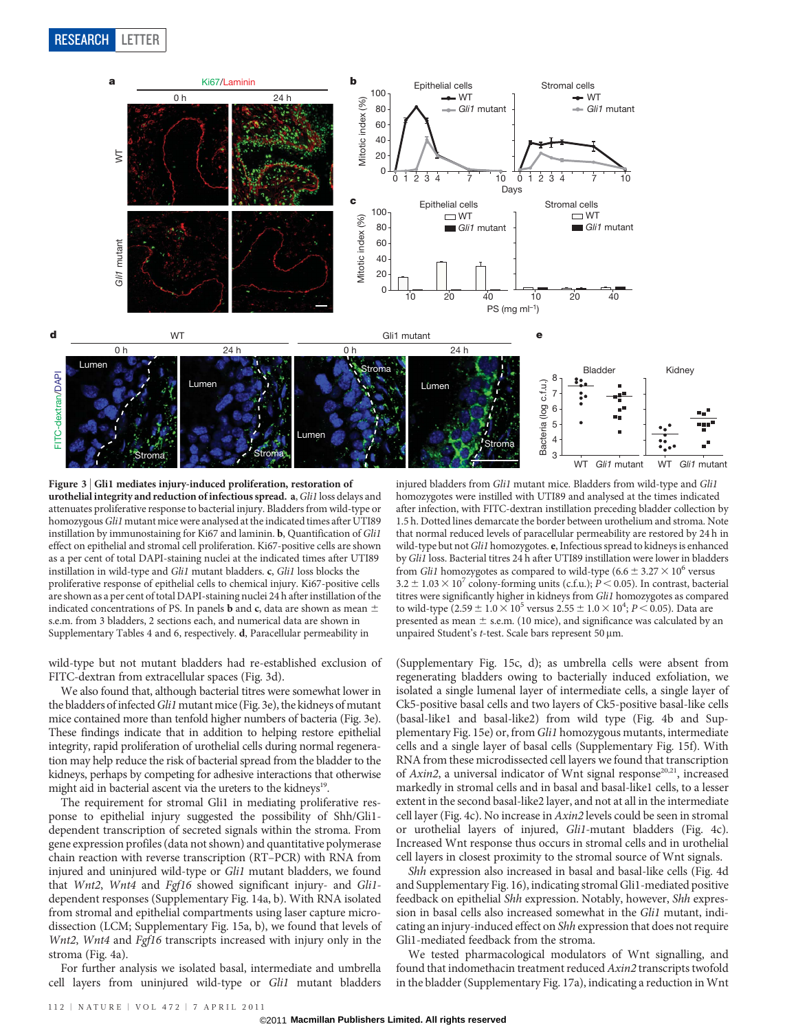**Figure 3 | Gli1 mediates injury-induced proliferation, restoration of urothelial integrity and reduction of infectious spread. a**, *Gli1* loss delays and attenuates proliferative response to bacterial injury. Bladders from wild-type or homozygous *Gli1* mutant mice were analysed at the indicated times after UTI89 instillation by immunostaining for Ki67 and laminin. **b**, Quantification of *Gli1* effect on epithelial and stromal cell proliferation. Ki67-positive cells are shown as a per cent of total DAPI-staining nuclei at the indicated times after UTI89 instillation in wild-type and *Gli1* mutant bladders. **c**, *Gli1* loss blocks the proliferative response of epithelial cells to chemical injury. Ki67-positive cells are shown as a per cent of total DAPI-staining nuclei 24 h after instillation of the indicated concentrations of PS. In panels **b** and **c**, data are shown as mean ± s.e.m. from 3 bladders, 2 sections each, and numerical data are shown in Supplementary Tables 4 and 6, respectively. **d**, Paracellular permeability in injured bladders from *Gli1* mutant mice. Bladders from wild-type and *Gli1* homozygotes were instilled with UTI89 and analysed at the times indicated after infection, with FITC-dextran instillation preceding bladder collection by 1.5 h. Dotted lines demarcate the border between urothelium and stroma. Note that normal reduced levels of paracellular permeability are restored by 24 h in wild-type but not *Gli1* homozygotes. **e**, Infectious spread to kidneys is enhanced by *Gli1* loss. Bacterial titres 24 h after UTI89 instillation were lower in bladders from *Gli1* homozygotes as compared to wild-type ($6.6 \pm 3.27 \times 10^6$ versus $3.2 \pm 1.03 \times 10^7$ colony-forming units (c.f.u.); $P < 0.05$). In contrast, bacterial titres were significantly higher in kidneys from *Gli1* homozygotes as compared to wild-type ($2.59 \pm 1.0 \times 10^5$ versus $2.55 \pm 1.0 \times 10^4$; $P < 0.05$). Data are presented as mean ± s.e.m. (10 mice), and significance was calculated by an unpaired Student's *t*-test. Scale bars represent 50 μm.

wild-type but not mutant bladders had re-established exclusion of FITC-dextran from extracellular spaces (Fig. 3d).

We also found that, although bacterial titres were somewhat lower in the bladders of infected *Gli1* mutant mice (Fig. 3e), the kidneys of mutant mice contained more than tenfold higher numbers of bacteria (Fig. 3e). These findings indicate that in addition to helping restore epithelial integrity, rapid proliferation of urothelial cells during normal regeneration may help reduce the risk of bacterial spread from the bladder to the kidneys, perhaps by competing for adhesive interactions that otherwise might aid in bacterial ascent via the ureters to the kidneys[19].

The requirement for stromal Gli1 in mediating proliferative response to epithelial injury suggested the possibility of Shh/Gli1-dependent transcription of secreted signals within the stroma. From gene expression profiles (data not shown) and quantitative polymerase chain reaction with reverse transcription (RT–PCR) with RNA from injured and uninjured wild-type or *Gli1* mutant bladders, we found that *Wnt2*, *Wnt4* and *Fgf16* showed significant injury- and *Gli1*-dependent responses (Supplementary Fig. 14a, b). With RNA isolated from stromal and epithelial compartments using laser capture microdissection (LCM; Supplementary Fig. 15a, b), we found that levels of *Wnt2*, *Wnt4* and *Fgf16* transcripts increased with injury only in the stroma (Fig. 4a).

For further analysis we isolated basal, intermediate and umbrella cell layers from uninjured wild-type or *Gli1* mutant bladders (Supplementary Fig. 15c, d); as umbrella cells were absent from regenerating bladders owing to bacterially induced exfoliation, we isolated a single lumenal layer of intermediate cells, a single layer of Ck5-positive basal cells and two layers of Ck5-positive basal-like cells (basal-like1 and basal-like2) from wild type (Fig. 4b and Supplementary Fig. 15e) or, from *Gli1* homozygous mutants, intermediate cells and a single layer of basal cells (Supplementary Fig. 15f). With RNA from these microdissected cell layers we found that transcription of *Axin2*, a universal indicator of Wnt signal response[20,21], increased markedly in stromal cells and in basal and basal-like1 cells, to a lesser extent in the second basal-like2 layer, and not at all in the intermediate cell layer (Fig. 4c). No increase in *Axin2* levels could be seen in stromal or urothelial layers of injured, *Gli1*-mutant bladders (Fig. 4c). Increased Wnt response thus occurs in stromal cells and in urothelial cell layers in closest proximity to the stromal source of Wnt signals.

*Shh* expression also increased in basal and basal-like cells (Fig. 4d and Supplementary Fig. 16), indicating stromal Gli1-mediated positive feedback on epithelial *Shh* expression. Notably, however, *Shh* expression in basal cells also increased somewhat in the *Gli1* mutant, indicating an injury-induced effect on *Shh* expression that does not require Gli1-mediated feedback from the stroma.

We tested pharmacological modulators of Wnt signalling, and found that indomethacin treatment reduced *Axin2* transcripts twofold in the bladder (Supplementary Fig. 17a), indicating a reduction in Wnt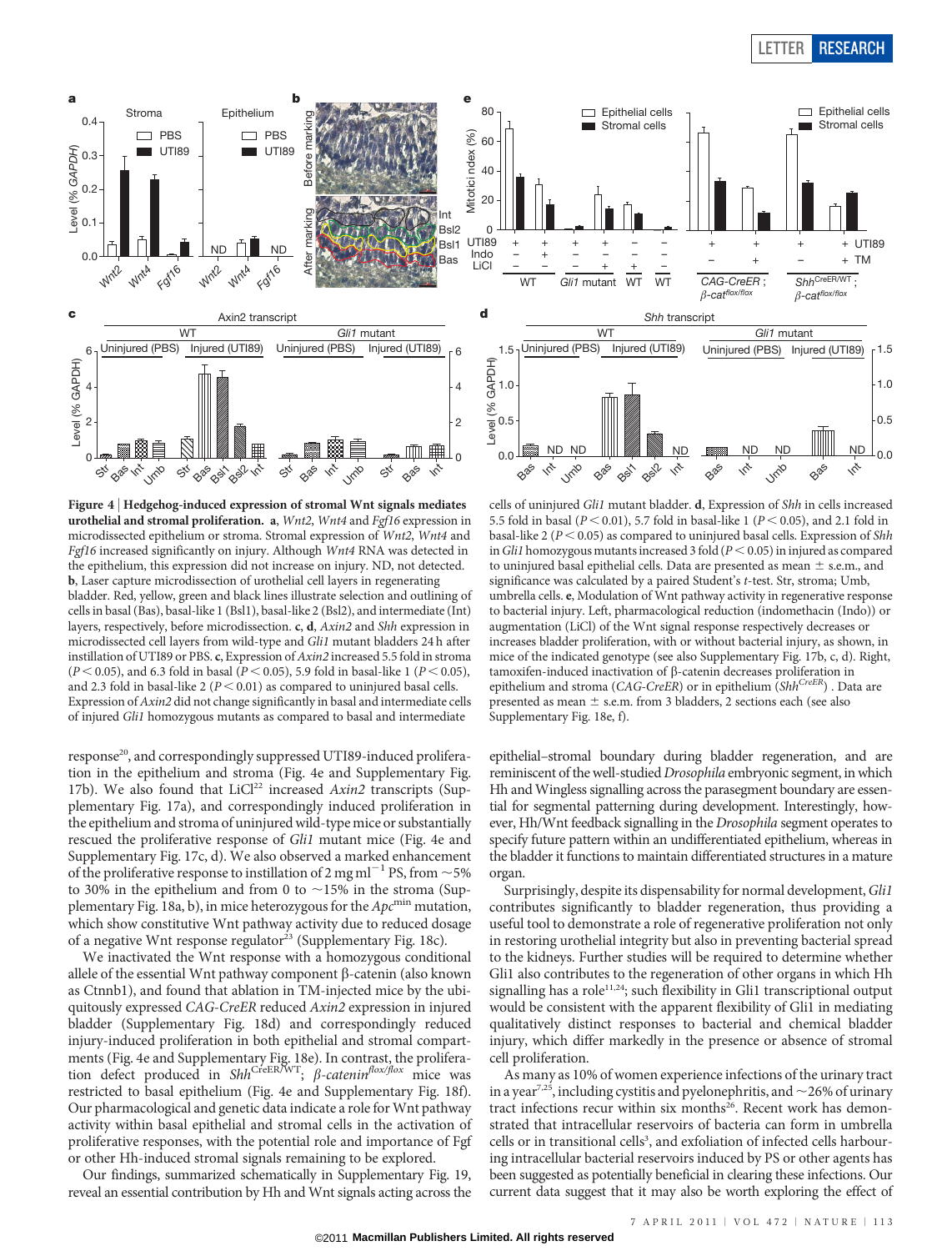**Figure 4 | Hedgehog-induced expression of stromal Wnt signals mediates urothelial and stromal proliferation. a**, *Wnt2*, *Wnt4* and *Fgf16* expression in microdissected epithelium or stroma. Stromal expression of *Wnt2*, *Wnt4* and *Fgf16* increased significantly on injury. Although *Wnt4* RNA was detected in the epithelium, this expression did not increase on injury. ND, not detected. **b**, Laser capture microdissection of urothelial cell layers in regenerating bladder. Red, yellow, green and black lines illustrate selection and outlining of cells in basal (Bas), basal-like 1 (Bsl1), basal-like 2 (Bsl2), and intermediate (Int) layers, respectively, before microdissection. **c**, **d**, *Axin2* and *Shh* expression in microdissected cell layers from wild-type and *Gli1* mutant bladders 24 h after instillation of UTI89 or PBS. **c**, Expression of *Axin2* increased 5.5 fold in stroma ($P < 0.05$), and 6.3 fold in basal ($P < 0.05$), 5.9 fold in basal-like 1 ($P < 0.05$), and 2.3 fold in basal-like 2 ($P < 0.01$) as compared to uninjured basal cells. Expression of *Axin2* did not change significantly in basal and intermediate cells of injured *Gli1* homozygous mutants as compared to basal and intermediate cells of uninjured *Gli1* mutant bladder. **d**, Expression of *Shh* in cells increased 5.5 fold in basal ($P < 0.01$), 5.7 fold in basal-like 1 ($P < 0.05$), and 2.1 fold in basal-like 2 ($P < 0.05$) as compared to uninjured basal cells. Expression of *Shh* in *Gli1* homozygous mutants increased 3 fold ($P < 0.05$) in injured as compared to uninjured basal epithelial cells. Data are presented as mean ± s.e.m., and significance was calculated by a paired Student's *t*-test. Str, stroma; Umb, umbrella cells. **e**, Modulation of Wnt pathway activity in regenerative response to bacterial injury. Left, pharmacological reduction (indomethacin (Indo)) or augmentation (LiCl) of the Wnt signal response respectively decreases or increases bladder proliferation, with or without bacterial injury, as shown, in mice of the indicated genotype (see also Supplementary Fig. 17b, c, d). Right, tamoxifen-induced inactivation of β-catenin decreases proliferation in epithelium and stroma (*CAG-CreER*) or in epithelium ($Shh^{CreER}$). Data are presented as mean ± s.e.m. from 3 bladders, 2 sections each (see also Supplementary Fig. 18e, f).

response[20], and correspondingly suppressed UTI89-induced proliferation in the epithelium and stroma (Fig. 4e and Supplementary Fig. 17b). We also found that LiCl[22] increased *Axin2* transcripts (Supplementary Fig. 17a), and correspondingly induced proliferation in the epithelium and stroma of uninjured wild-type mice or substantially rescued the proliferative response of *Gli1* mutant mice (Fig. 4e and Supplementary Fig. 17c, d). We also observed a marked enhancement of the proliferative response to instillation of 2 mg ml$^{-1}$ PS, from ~5% to 30% in the epithelium and from 0 to ~15% in the stroma (Supplementary Fig. 18a, b), in mice heterozygous for the $Apc^{min}$ mutation, which show constitutive Wnt pathway activity due to reduced dosage of a negative Wnt response regulator[23] (Supplementary Fig. 18c).

We inactivated the Wnt response with a homozygous conditional allele of the essential Wnt pathway component β-catenin (also known as Ctnnb1), and found that ablation in TM-injected mice by the ubiquitously expressed *CAG-CreER* reduced *Axin2* expression in injured bladder (Supplementary Fig. 18d) and correspondingly reduced injury-induced proliferation in both epithelial and stromal compartments (Fig. 4e and Supplementary Fig. 18e). In contrast, the proliferation defect produced in $Shh^{CreER/WT}$; *β-catenin*$^{flox/flox}$ mice was restricted to basal epithelium (Fig. 4e and Supplementary Fig. 18f). Our pharmacological and genetic data indicate a role for Wnt pathway activity within basal epithelial and stromal cells in the activation of proliferative responses, with the potential role and importance of Fgf or other Hh-induced stromal signals remaining to be explored.

Our findings, summarized schematically in Supplementary Fig. 19, reveal an essential contribution by Hh and Wnt signals acting across the epithelial–stromal boundary during bladder regeneration, and are reminiscent of the well-studied *Drosophila* embryonic segment, in which Hh and Wingless signalling across the parasegment boundary are essential for segmental patterning during development. Interestingly, however, Hh/Wnt feedback signalling in the *Drosophila* segment operates to specify future pattern within an undifferentiated epithelium, whereas in the bladder it functions to maintain differentiated structures in a mature organ.

Surprisingly, despite its dispensability for normal development, *Gli1* contributes significantly to bladder regeneration, thus providing a useful tool to demonstrate a role of regenerative proliferation not only in restoring urothelial integrity but also in preventing bacterial spread to the kidneys. Further studies will be required to determine whether Gli1 also contributes to the regeneration of other organs in which Hh signalling has a role[11,24]; such flexibility in Gli1 transcriptional output would be consistent with the apparent flexibility of Gli1 in mediating qualitatively distinct responses to bacterial and chemical bladder injury, which differ markedly in the presence or absence of stromal cell proliferation.

As many as 10% of women experience infections of the urinary tract in a year[7,25], including cystitis and pyelonephritis, and ~26% of urinary tract infections recur within six months[26]. Recent work has demonstrated that intracellular reservoirs of bacteria can form in umbrella cells or in transitional cells[3], and exfoliation of infected cells harbouring intracellular bacterial reservoirs induced by PS or other agents has been suggested as potentially beneficial in clearing these infections. Our current data suggest that it may also be worth exploring the effect of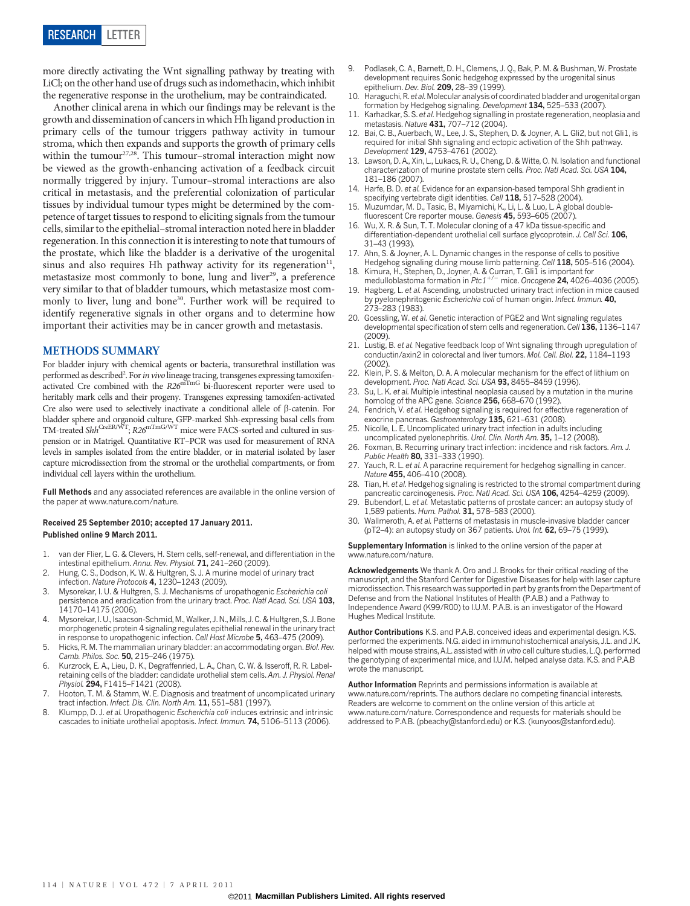more directly activating the Wnt signalling pathway by treating with LiCl; on the other hand use of drugs such as indomethacin, which inhibit the regenerative response in the urothelium, may be contraindicated.

Another clinical arena in which our findings may be relevant is the growth and dissemination of cancers in which Hh ligand production in primary cells of the tumour triggers pathway activity in tumour stroma, which then expands and supports the growth of primary cells within the tumour[27,28]. This tumour–stromal interaction might now be viewed as the growth-enhancing activation of a feedback circuit normally triggered by injury. Tumour–stromal interactions are also critical in metastasis, and the preferential colonization of particular tissues by individual tumour types might be determined by the competence of target tissues to respond to eliciting signals from the tumour cells, similar to the epithelial–stromal interaction noted here in bladder regeneration. In this connection it is interesting to note that tumours of the prostate, which like the bladder is a derivative of the urogenital sinus and also requires Hh pathway activity for its regeneration[11], metastasize most commonly to bone, lung and liver[29], a preference very similar to that of bladder tumours, which metastasize most commonly to liver, lung and bone[30]. Further work will be required to identify regenerative signals in other organs and to determine how important their activities may be in cancer growth and metastasis.

## METHODS SUMMARY

For bladder injury with chemical agents or bacteria, transurethral instillation was performed as described[2]. For *in vivo* lineage tracing, transgenes expressing tamoxifen-activated Cre combined with the $R26^{mTmG}$ bi-fluorescent reporter were used to heritably mark cells and their progeny. Transgenes expressing tamoxifen-activated Cre also were used to selectively inactivate a conditional allele of β-catenin. For bladder sphere and organoid culture, GFP-marked Shh-expressing basal cells from TM-treated $Shh^{CreER/WT}$; $R26^{mTmG/WT}$ mice were FACS-sorted and cultured in suspension or in Matrigel. Quantitative RT–PCR was used for measurement of RNA levels in samples isolated from the entire bladder, or in material isolated by laser capture microdissection from the stromal or the urothelial compartments, or from individual cell layers within the urothelium.

**Full Methods** and any associated references are available in the online version of the paper at www.nature.com/nature.

**Received 25 September 2010; accepted 17 January 2011.**
**Published online 9 March 2011.**

1. van der Flier, L. G. & Clevers, H. Stem cells, self-renewal, and differentiation in the intestinal epithelium. *Annu. Rev. Physiol.* **71,** 241–260 (2009).
2. Hung, C. S., Dodson, K. W. & Hultgren, S. J. A murine model of urinary tract infection. *Nature Protocols* **4,** 1230–1243 (2009).
3. Mysorekar, I. U. & Hultgren, S. J. Mechanisms of uropathogenic *Escherichia coli* persistence and eradication from the urinary tract. *Proc. Natl Acad. Sci. USA* **103,** 14170–14175 (2006).
4. Mysorekar, I. U., Isaacson-Schmid, M., Walker, J. N., Mills, J. C. & Hultgren, S. J. Bone morphogenetic protein 4 signaling regulates epithelial renewal in the urinary tract in response to uropathogenic infection. *Cell Host Microbe* **5,** 463–475 (2009).
5. Hicks, R. M. The mammalian urinary bladder: an accommodating organ. *Biol. Rev. Camb. Philos. Soc.* **50,** 215–246 (1975).
6. Kurzrock, E. A., Lieu, D. K., Degraffenried, L. A., Chan, C. W. & Isseroff, R. R. Label-retaining cells of the bladder: candidate urothelial stem cells. *Am. J. Physiol. Renal Physiol.* **294,** F1415–F1421 (2008).
7. Hooton, T. M. & Stamm, W. E. Diagnosis and treatment of uncomplicated urinary tract infection. *Infect. Dis. Clin. North Am.* **11,** 551–581 (1997).
8. Klumpp, D. J. *et al.* Uropathogenic *Escherichia coli* induces extrinsic and intrinsic cascades to initiate urothelial apoptosis. *Infect. Immun.* **74,** 5106–5113 (2006).
9. Podlasek, C. A., Barnett, D. H., Clemens, J. Q., Bak, P. M. & Bushman, W. Prostate development requires Sonic hedgehog expressed by the urogenital sinus epithelium. *Dev. Biol.* **209,** 28–39 (1999).
10. Haraguchi, R. *et al.* Molecular analysis of coordinated bladder and urogenital organ formation by Hedgehog signaling. *Development* **134,** 525–533 (2007).
11. Karhadkar, S. S. *et al.* Hedgehog signalling in prostate regeneration, neoplasia and metastasis. *Nature* **431,** 707–712 (2004).
12. Bai, C. B., Auerbach, W., Lee, J. S., Stephen, D. & Joyner, A. L. Gli2, but not Gli1, is required for initial Shh signaling and ectopic activation of the Shh pathway. *Development* **129,** 4753–4761 (2002).
13. Lawson, D. A., Xin, L., Lukacs, R. U., Cheng, D. & Witte, O. N. Isolation and functional characterization of murine prostate stem cells. *Proc. Natl Acad. Sci. USA* **104,** 181–186 (2007).
14. Harfe, B. D. *et al.* Evidence for an expansion-based temporal Shh gradient in specifying vertebrate digit identities. *Cell* **118,** 517–528 (2004).
15. Muzumdar, M. D., Tasic, B., Miyamichi, K., Li, L. & Luo, L. A global double-fluorescent Cre reporter mouse. *Genesis* **45,** 593–605 (2007).
16. Wu, X. R. & Sun, T. T. Molecular cloning of a 47 kDa tissue-specific and differentiation-dependent urothelial cell surface glycoprotein. *J. Cell Sci.* **106,** 31–43 (1993).
17. Ahn, S. & Joyner, A. L. Dynamic changes in the response of cells to positive Hedgehog signaling during mouse limb patterning. *Cell* **118,** 505–516 (2004).
18. Kimura, H., Stephen, D., Joyner, A. & Curran, T. Gli1 is important for medulloblastoma formation in $Ptc1^{+/-}$ mice. *Oncogene* **24,** 4026–4036 (2005).
19. Hagberg, L. *et al.* Ascending, unobstructed urinary tract infection in mice caused by pyelonephritogenic *Escherichia coli* of human origin. *Infect. Immun.* **40,** 273–283 (1983).
20. Goessling, W. *et al.* Genetic interaction of PGE2 and Wnt signaling regulates developmental specification of stem cells and regeneration. *Cell* **136,** 1136–1147 (2009).
21. Lustig, B. *et al.* Negative feedback loop of Wnt signaling through upregulation of conductin/axin2 in colorectal and liver tumors. *Mol. Cell. Biol.* **22,** 1184–1193 (2002).
22. Klein, P. S. & Melton, D. A. A molecular mechanism for the effect of lithium on development. *Proc. Natl Acad. Sci. USA* **93,** 8455–8459 (1996).
23. Su, L. K. *et al.* Multiple intestinal neoplasia caused by a mutation in the murine homolog of the APC gene. *Science* **256,** 668–670 (1992).
24. Fendrich, V. *et al.* Hedgehog signaling is required for effective regeneration of exocrine pancreas. *Gastroenterology* **135,** 621–631 (2008).
25. Nicolle, L. E. Uncomplicated urinary tract infection in adults including uncomplicated pyelonephritis. *Urol. Clin. North Am.* **35,** 1–12 (2008).
26. Foxman, B. Recurring urinary tract infection: incidence and risk factors. *Am. J. Public Health* **80,** 331–333 (1990).
27. Yauch, R. L. *et al.* A paracrine requirement for hedgehog signalling in cancer. *Nature* **455,** 406–410 (2008).
28. Tian, H. *et al.* Hedgehog signaling is restricted to the stromal compartment during pancreatic carcinogenesis. *Proc. Natl Acad. Sci. USA* **106,** 4254–4259 (2009).
29. Bubendorf, L. *et al.* Metastatic patterns of prostate cancer: an autopsy study of 1,589 patients. *Hum. Pathol.* **31,** 578–583 (2000).
30. Wallmeroth, A. *et al.* Patterns of metastasis in muscle-invasive bladder cancer (pT2–4): an autopsy study on 367 patients. *Urol. Int.* **62,** 69–75 (1999).

**Supplementary Information** is linked to the online version of the paper at www.nature.com/nature.

**Acknowledgements** We thank A. Oro and J. Brooks for their critical reading of the manuscript, and the Stanford Center for Digestive Diseases for help with laser capture microdissection. This research was supported in part by grants from the Department of Defense and from the National Institutes of Health (P.A.B.) and a Pathway to Independence Award (K99/R00) to I.U.M. P.A.B. is an investigator of the Howard Hughes Medical Institute.

**Author Contributions** K.S. and P.A.B. conceived ideas and experimental design. K.S. performed the experiments. N.G. aided in immunohistochemical analysis, J.L. and J.K. helped with mouse strains, A.L. assisted with *in vitro* cell culture studies, L.Q. performed the genotyping of experimental mice, and I.U.M. helped analyse data. K.S. and P.A.B wrote the manuscript.

**Author Information** Reprints and permissions information is available at www.nature.com/reprints. The authors declare no competing financial interests. Readers are welcome to comment on the online version of this article at www.nature.com/nature. Correspondence and requests for materials should be addressed to P.A.B. (pbeachy@stanford.edu) or K.S. (kunyoos@stanford.edu).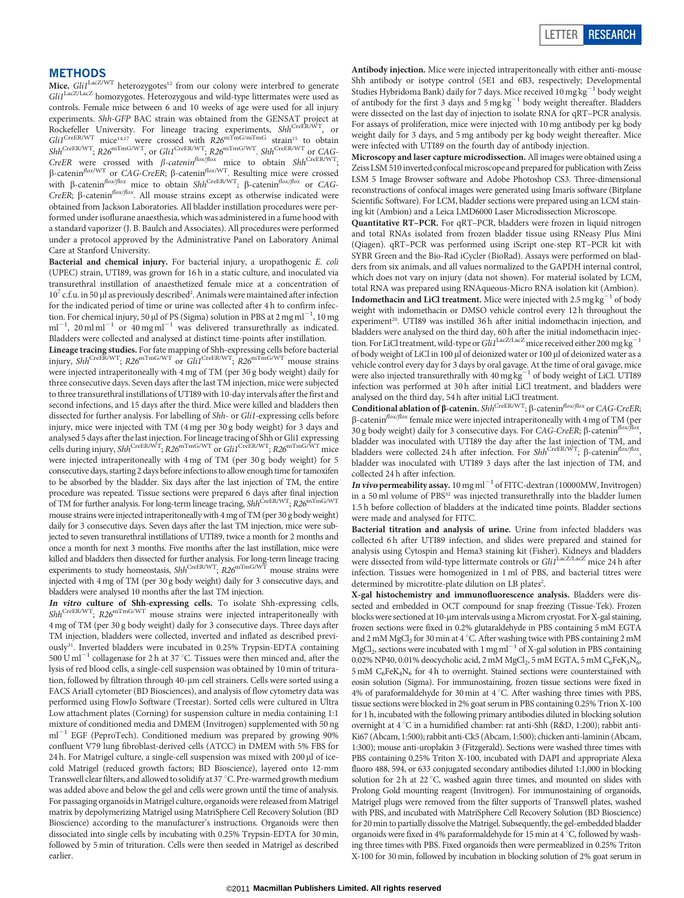## METHODS

**Mice.** *Gli1*$^{LacZ/WT}$ heterozygotes[12] from our colony were interbred to generate *Gli1*$^{LacZ/LacZ}$ homozygotes. Heterozygous and wild-type littermates were used as controls. Female mice between 6 and 10 weeks of age were used for all injury experiments. *Shh-GFP* BAC strain was obtained from the GENSAT project at Rockefeller University. For lineage tracing experiments, *Shh*$^{CreER/WT}$, or *Gli1*$^{CreER/WT}$ mice[14,17] were crossed with *R26*$^{mTmG/mTmG}$ strain[15] to obtain *Shh*$^{CreER/WT}$; *R26*$^{mTmG/WT}$, or *Gli1*$^{CreER/WT}$; *R26*$^{mTmG/WT}$. *Shh*$^{CreER/WT}$ or *CAG-CreER* were crossed with *β-catenin*$^{flox/flox}$ mice to obtain *Shh*$^{CreER/WT}$; β-catenin$^{flox/WT}$ or *CAG-CreER*; β-catenin$^{flox/WT}$. Resulting mice were crossed with β-catenin$^{flox/flox}$ mice to obtain *Shh*$^{CreER/WT}$; β-catenin$^{flox/flox}$ or *CAG-CreER*; β-catenin$^{flox/flox}$. All mouse strains except as otherwise indicated were obtained from Jackson Laboratories. All bladder instillation procedures were performed under isoflurane anaesthesia, which was administered in a fume hood with a standard vaporizer (J. B. Baulch and Associates). All procedures were performed under a protocol approved by the Administrative Panel on Laboratory Animal Care at Stanford University.

**Bacterial and chemical injury.** For bacterial injury, a uropathogenic *E. coli* (UPEC) strain, UTI89, was grown for 16 h in a static culture, and inoculated via transurethral instillation of anaesthetized female mice at a concentration of $10^7$ c.f.u. in 50 μl as previously described[2]. Animals were maintained after infection for the indicated period of time or urine was collected after 4 h to confirm infection. For chemical injury, 50 μl of PS (Sigma) solution in PBS at 2 mg ml$^{-1}$, 10 mg ml$^{-1}$, 20 ml ml$^{-1}$ or 40 mg ml$^{-1}$ was delivered transurethrally as indicated. Bladders were collected and analysed at distinct time-points after instillation.

**Lineage tracing studies.** For fate mapping of Shh-expressing cells before bacterial injury, *Shh*$^{CreER/WT}$; *R26*$^{mTmG/WT}$ or *Gli1*$^{CreER/WT}$; *R26*$^{mTmG/WT}$ mouse strains were injected intraperitoneally with 4 mg of TM (per 30 g body weight) daily for three consecutive days. Seven days after the last TM injection, mice were subjected to three transurethral instillations of UTI89 with 10-day intervals after the first and second infections, and 15 days after the third. Mice were killed and bladders then dissected for further analysis. For labelling of *Shh*- or *Gli1*-expressing cells before injury, mice were injected with TM (4 mg per 30 g body weight) for 3 days and analysed 5 days after the last injection. For lineage tracing of Shh or Gli1 expressing cells during injury, *Shh*$^{CreER/WT}$; *R26*$^{mTmG/WT}$ or *Gli1*$^{CreER/WT}$; *R26*$^{mTmG/WT}$ mice were injected intraperitoneally with 4 mg of TM (per 30 g body weight) for 5 consecutive days, starting 2 days before infections to allow enough time for tamoxifen to be absorbed by the bladder. Six days after the last injection of TM, the entire procedure was repeated. Tissue sections were prepared 6 days after final injection of TM for further analysis. For long-term lineage tracing, *Shh*$^{CreER/WT}$; *R26*$^{mTmG/WT}$ mouse strains were injected intraperitoneally with 4 mg of TM (per 30 g body weight) daily for 3 consecutive days. Seven days after the last TM injection, mice were subjected to seven transurethral instillations of UTI89, twice a month for 2 months and once a month for next 3 months. Five months after the last instillation, mice were killed and bladders then dissected for further analysis. For long-term lineage tracing experiments to study homeostasis, *Shh*$^{CreER/WT}$; *R26*$^{mTmG/WT}$ mouse strains were injected with 4 mg of TM (per 30 g body weight) daily for 3 consecutive days, and bladders were analysed 10 months after the last TM injection.

***In vitro* culture of Shh-expressing cells.** To isolate Shh-expressing cells, *Shh*$^{CreER/WT}$; *R26*$^{mTmG/WT}$ mouse strains were injected intraperitoneally with 4 mg of TM (per 30 g body weight) daily for 3 consecutive days. Three days after TM injection, bladders were collected, inverted and inflated as described previously[31]. Inverted bladders were incubated in 0.25% Trypsin-EDTA containing 500 U ml$^{-1}$ collagenase for 2 h at 37 °C. Tissues were then minced and, after the lysis of red blood cells, a single-cell suspension was obtained by 10 min of trituration, followed by filtration through 40-μm cell strainers. Cells were sorted using a FACS AriaII cytometer (BD Biosciences), and analysis of flow cytometry data was performed using FlowJo Software (Treestar). Sorted cells were cultured in Ultra Low attachment plates (Corning) for suspension culture in media containing 1:1 mixture of conditioned media and DMEM (Invitrogen) supplemented with 50 ng ml$^{-1}$ EGF (PeproTech). Conditioned medium was prepared by growing 90% confluent V79 lung fibroblast-derived cells (ATCC) in DMEM with 5% FBS for 24 h. For Matrigel culture, a single-cell suspension was mixed with 200 μl of ice-cold Matrigel (reduced growth factors; BD Bioscience), layered onto 12-mm Transwell clear filters, and allowed to solidify at 37 °C. Pre-warmed growth medium was added above and below the gel and cells were grown until the time of analysis. For passaging organoids in Matrigel culture, organoids were released from Matrigel matrix by depolymerizing Matrigel using MatriSphere Cell Recovery Solution (BD Bioscience) according to the manufacturer's instructions. Organoids were then dissociated into single cells by incubating with 0.25% Trypsin-EDTA for 30 min, followed by 5 min of trituration. Cells were then seeded in Matrigel as described earlier.

**Antibody injection.** Mice were injected intraperitoneally with either anti-mouse Shh antibody or isotype control (5E1 and 6B3, respectively; Developmental Studies Hybridoma Bank) daily for 7 days. Mice received 10 mg kg$^{-1}$ body weight of antibody for the first 3 days and 5 mg kg$^{-1}$ body weight thereafter. Bladders were dissected on the last day of injection to isolate RNA for qRT–PCR analysis. For assays of proliferation, mice were injected with 10 mg antibody per kg body weight daily for 3 days, and 5 mg antibody per kg body weight thereafter. Mice were infected with UTI89 on the fourth day of antibody injection.

**Microscopy and laser capture microdissection.** All images were obtained using a Zeiss LSM 510 inverted confocal microscope and prepared for publication with Zeiss LSM 5 Image Browser software and Adobe Photoshop CS3. Three-dimensional reconstructions of confocal images were generated using Imaris software (Bitplane Scientific Software). For LCM, bladder sections were prepared using an LCM staining kit (Ambion) and a Leica LMD6000 Laser Microdissection Microscope.

**Quantitative RT–PCR.** For qRT–PCR, bladders were frozen in liquid nitrogen and total RNAs isolated from frozen bladder tissue using RNeasy Plus Mini (Qiagen). qRT–PCR was performed using iScript one-step RT–PCR kit with SYBR Green and the Bio-Rad iCycler (BioRad). Assays were performed on bladders from six animals, and all values normalized to the GAPDH internal control, which does not vary on injury (data not shown). For material isolated by LCM, total RNA was prepared using RNAqueous-Micro RNA isolation kit (Ambion).

**Indomethacin and LiCl treatment.** Mice were injected with 2.5 mg kg$^{-1}$ of body weight with indomethacin or DMSO vehicle control every 12 h throughout the experiment[20]. UTI89 was instilled 36 h after initial indomethacin injection, and bladders were analysed on the third day, 60 h after the initial indomethacin injection. For LiCl treatment, wild-type or *Gli1*$^{LacZ/LacZ}$ mice received either 200 mg kg$^{-1}$ of body weight of LiCl in 100 μl of deionized water or 100 μl of deionized water as a vehicle control every day for 3 days by oral gavage. At the time of oral gavage, mice were also injected transurethrally with 40 mg kg$^{-1}$ of body weight of LiCl. UTI89 infection was performed at 30 h after initial LiCl treatment, and bladders were analysed on the third day, 54 h after initial LiCl treatment.

**Conditional ablation of β-catenin.** *Shh*$^{CreER/WT}$; β-catenin$^{flox/flox}$ or *CAG-CreER*; β-catenin$^{flox/flox}$ female mice were injected intraperitoneally with 4 mg of TM (per 30 g body weight) daily for 3 consecutive days. For *CAG-CreER*; β-catenin$^{flox/flox}$, bladder was inoculated with UTI89 the day after the last injection of TM, and bladders were collected 24 h after infection. For *Shh*$^{CreER/WT}$; β-catenin$^{flox/flox}$, bladder was inoculated with UTI89 3 days after the last injection of TM, and collected 24 h after infection.

***In vivo* permeability assay.** 10 mg ml$^{-1}$ of FITC-dextran (10000MW, Invitrogen) in a 50 ml volume of PBS[32] was injected transurethrally into the bladder lumen 1.5 h before collection of bladders at the indicated time points. Bladder sections were made and analysed for FITC.

**Bacterial titration and analysis of urine.** Urine from infected bladders was collected 6 h after UTI89 infection, and slides were prepared and stained for analysis using Cytospin and Hema3 staining kit (Fisher). Kidneys and bladders were dissected from wild-type littermate controls or *Gli1*$^{LacZ/LacZ}$ mice 24 h after infection. Tissues were homogenized in 1 ml of PBS, and bacterial titres were determined by microtitre-plate dilution on LB plates[2].

**X-gal histochemistry and immunofluorescence analysis.** Bladders were dissected and embedded in OCT compound for snap freezing (Tissue-Tek). Frozen blocks were sectioned at 10-μm intervals using a Microm cryostat. For X-gal staining, frozen sections were fixed in 0.2% glutaraldehyde in PBS containing 5 mM EGTA and 2 mM $MgCl_2$ for 30 min at 4 °C. After washing twice with PBS containing 2 mM $MgCl_2$, sections were incubated with 1 mg ml$^{-1}$ of X-gal solution in PBS containing 0.02% NP40, 0.01% deocycholic acid, 2 mM $MgCl_2$, 5 mM EGTA, 5 mM $C_6FeK_3N_6$, 5 mM $C_6FeK_4N_6$ for 4 h to overnight. Stained sections were counterstained with eosin solution (Sigma). For immunostaining, frozen tissue sections were fixed in 4% of paraformaldehyde for 30 min at 4 °C. After washing three times with PBS, tissue sections were blocked in 2% goat serum in PBS containing 0.25% Trion X-100 for 1 h, incubated with the following primary antibodies diluted in blocking solution overnight at 4 °C in a humidified chamber: rat anti-Shh (R&D, 1:200); rabbit anti-Ki67 (Abcam, 1:500); rabbit anti-Ck5 (Abcam, 1:500); chicken anti-laminin (Abcam, 1:300); mouse anti-uroplakin 3 (Fitzgerald). Sections were washed three times with PBS containing 0.25% Triton X-100, incubated with DAPI and appropriate Alexa fluoro 488, 594, or 633 conjugated secondary antibodies diluted 1:1,000 in blocking solution for 2 h at 22 °C, washed again three times, and mounted on slides with Prolong Gold mounting reagent (Invitrogen). For immunostaining of organoids, Matrigel plugs were removed from the filter supports of Transwell plates, washed with PBS, and incubated with MatriSphere Cell Recovery Solution (BD Bioscience) for 20 min to partially dissolve the Matrigel. Subsequently, the gel-embedded bladder organoids were fixed in 4% paraformaldehyde for 15 min at 4 °C, followed by washing three times with PBS. Fixed organoids then were permeablized in 0.25% Triton X-100 for 30 min, followed by incubation in blocking solution of 2% goat serum in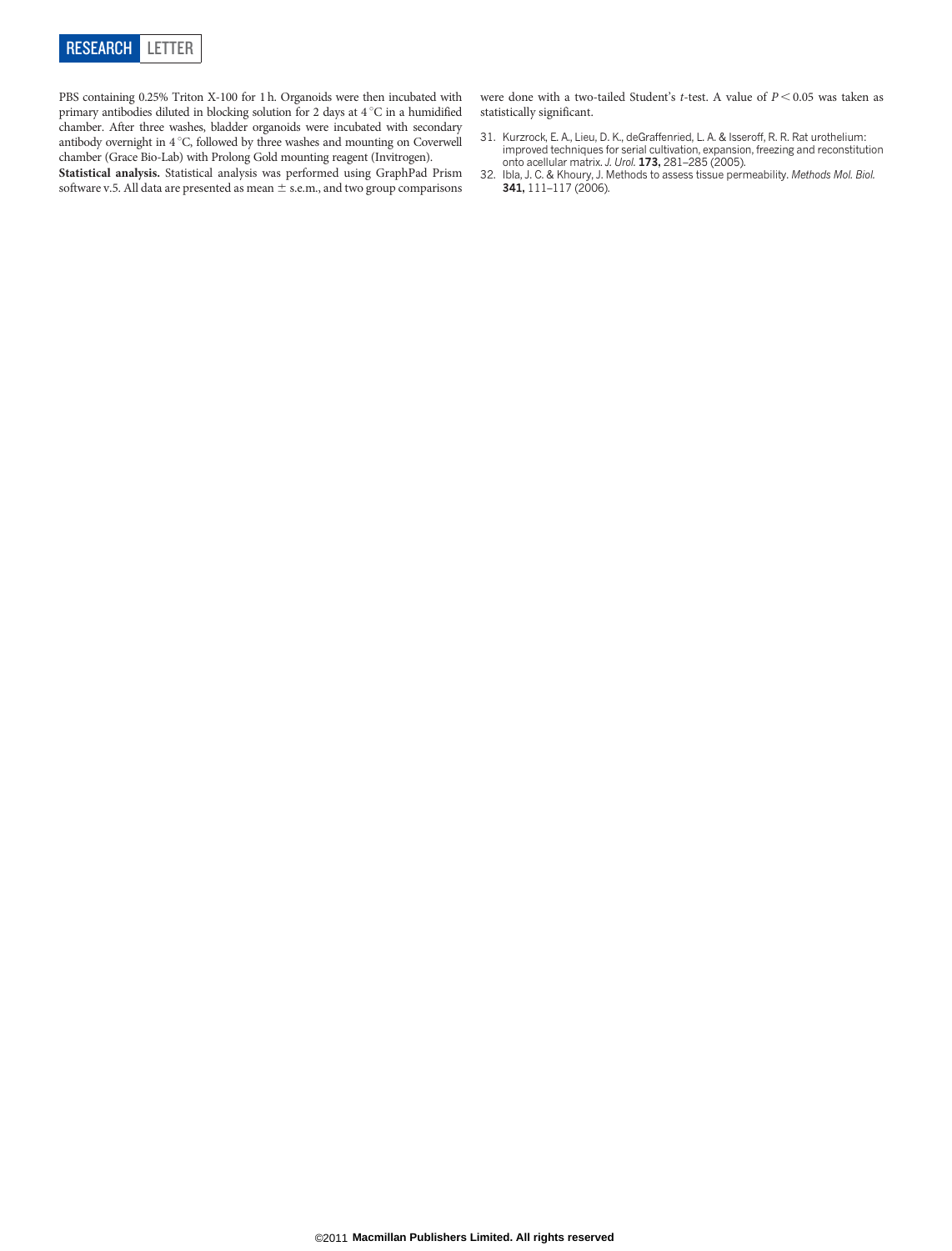PBS containing 0.25% Triton X-100 for 1 h. Organoids were then incubated with primary antibodies diluted in blocking solution for 2 days at 4 °C in a humidified chamber. After three washes, bladder organoids were incubated with secondary antibody overnight in 4 °C, followed by three washes and mounting on Coverwell chamber (Grace Bio-Lab) with Prolong Gold mounting reagent (Invitrogen).

**Statistical analysis.** Statistical analysis was performed using GraphPad Prism software v.5. All data are presented as mean ± s.e.m., and two group comparisons were done with a two-tailed Student's *t*-test. A value of $P < 0.05$ was taken as statistically significant.

31. Kurzrock, E. A., Lieu, D. K., deGraffenried, L. A. & Isseroff, R. R. Rat urothelium: improved techniques for serial cultivation, expansion, freezing and reconstitution onto acellular matrix. *J. Urol.* **173,** 281–285 (2005).
32. Ibla, J. C. & Khoury, J. Methods to assess tissue permeability. *Methods Mol. Biol.* **341,** 111–117 (2006).